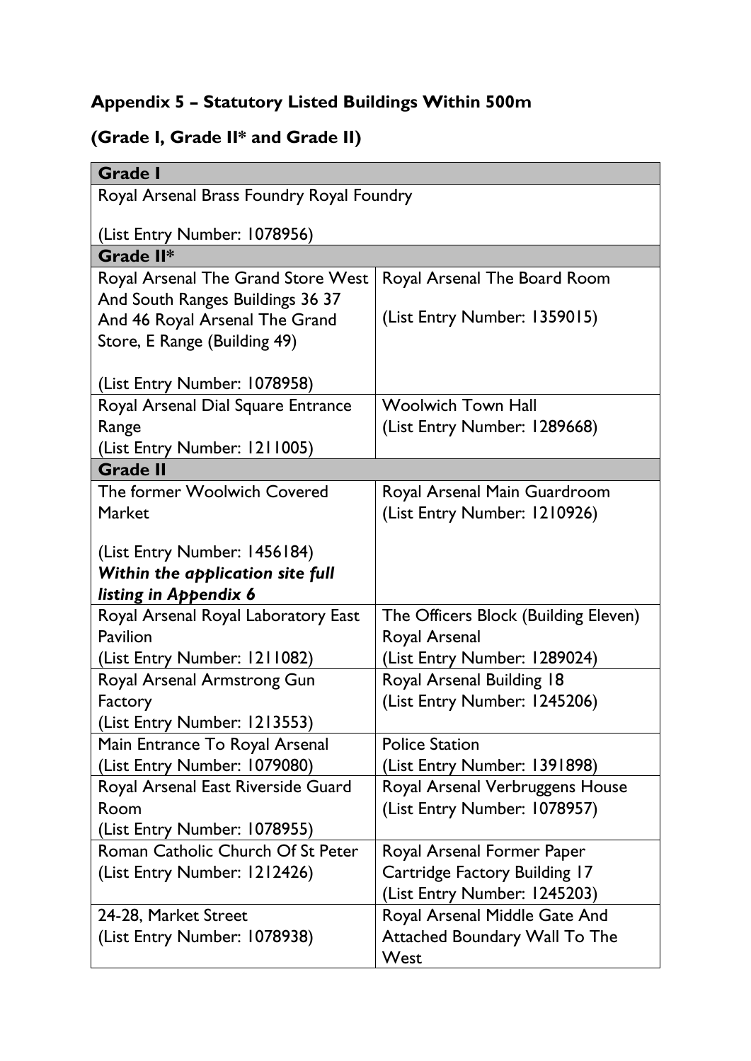## Appendix 5 – Statutory Listed Buildings Within 500m

## (Grade I, Grade II* and Grade II)

| | |
|---|---|
| **Grade I** | |
| Royal Arsenal Brass Foundry Royal Foundry<br><br>(List Entry Number: 1078956) | |
| **Grade II*** | |
| Royal Arsenal The Grand Store West And South Ranges Buildings 36 37 And 46 Royal Arsenal The Grand Store, E Range (Building 49)<br><br>(List Entry Number: 1078958) | Royal Arsenal The Board Room<br><br>(List Entry Number: 1359015) |
| Royal Arsenal Dial Square Entrance Range<br>(List Entry Number: 1211005) | Woolwich Town Hall<br>(List Entry Number: 1289668) |
| **Grade II** | |
| The former Woolwich Covered Market<br><br>(List Entry Number: 1456184)<br>***Within the application site full listing in Appendix 6*** | Royal Arsenal Main Guardroom<br>(List Entry Number: 1210926) |
| Royal Arsenal Royal Laboratory East Pavilion<br>(List Entry Number: 1211082) | The Officers Block (Building Eleven) Royal Arsenal<br>(List Entry Number: 1289024) |
| Royal Arsenal Armstrong Gun Factory<br>(List Entry Number: 1213553) | Royal Arsenal Building 18<br>(List Entry Number: 1245206) |
| Main Entrance To Royal Arsenal<br>(List Entry Number: 1079080) | Police Station<br>(List Entry Number: 1391898) |
| Royal Arsenal East Riverside Guard Room<br>(List Entry Number: 1078955) | Royal Arsenal Verbruggens House<br>(List Entry Number: 1078957) |
| Roman Catholic Church Of St Peter<br>(List Entry Number: 1212426) | Royal Arsenal Former Paper Cartridge Factory Building 17<br>(List Entry Number: 1245203) |
| 24-28, Market Street<br>(List Entry Number: 1078938) | Royal Arsenal Middle Gate And Attached Boundary Wall To The West |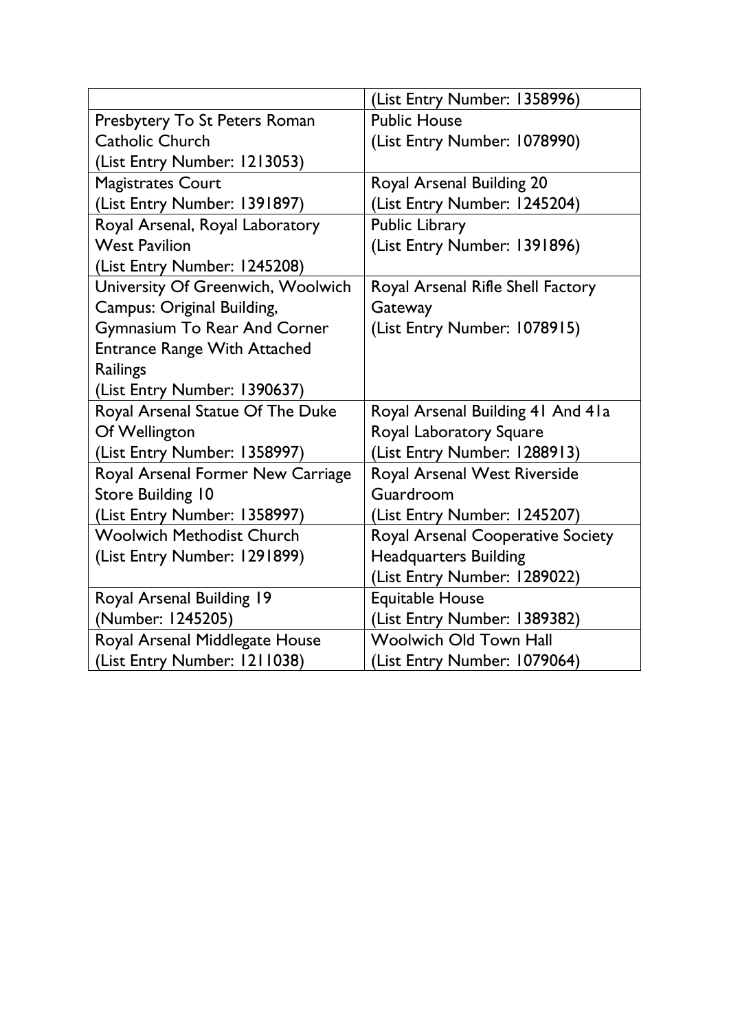| | |
|---|---|
| | (List Entry Number: 1358996) |
| Presbytery To St Peters Roman Catholic Church (List Entry Number: 1213053) | Public House (List Entry Number: 1078990) |
| Magistrates Court (List Entry Number: 1391897) | Royal Arsenal Building 20 (List Entry Number: 1245204) |
| Royal Arsenal, Royal Laboratory West Pavilion (List Entry Number: 1245208) | Public Library (List Entry Number: 1391896) |
| University Of Greenwich, Woolwich Campus: Original Building, Gymnasium To Rear And Corner Entrance Range With Attached Railings (List Entry Number: 1390637) | Royal Arsenal Rifle Shell Factory Gateway (List Entry Number: 1078915) |
| Royal Arsenal Statue Of The Duke Of Wellington (List Entry Number: 1358997) | Royal Arsenal Building 41 And 41a Royal Laboratory Square (List Entry Number: 1288913) |
| Royal Arsenal Former New Carriage Store Building 10 (List Entry Number: 1358997) | Royal Arsenal West Riverside Guardroom (List Entry Number: 1245207) |
| Woolwich Methodist Church (List Entry Number: 1291899) | Royal Arsenal Cooperative Society Headquarters Building (List Entry Number: 1289022) |
| Royal Arsenal Building 19 (Number: 1245205) | Equitable House (List Entry Number: 1389382) |
| Royal Arsenal Middlegate House (List Entry Number: 1211038) | Woolwich Old Town Hall (List Entry Number: 1079064) |